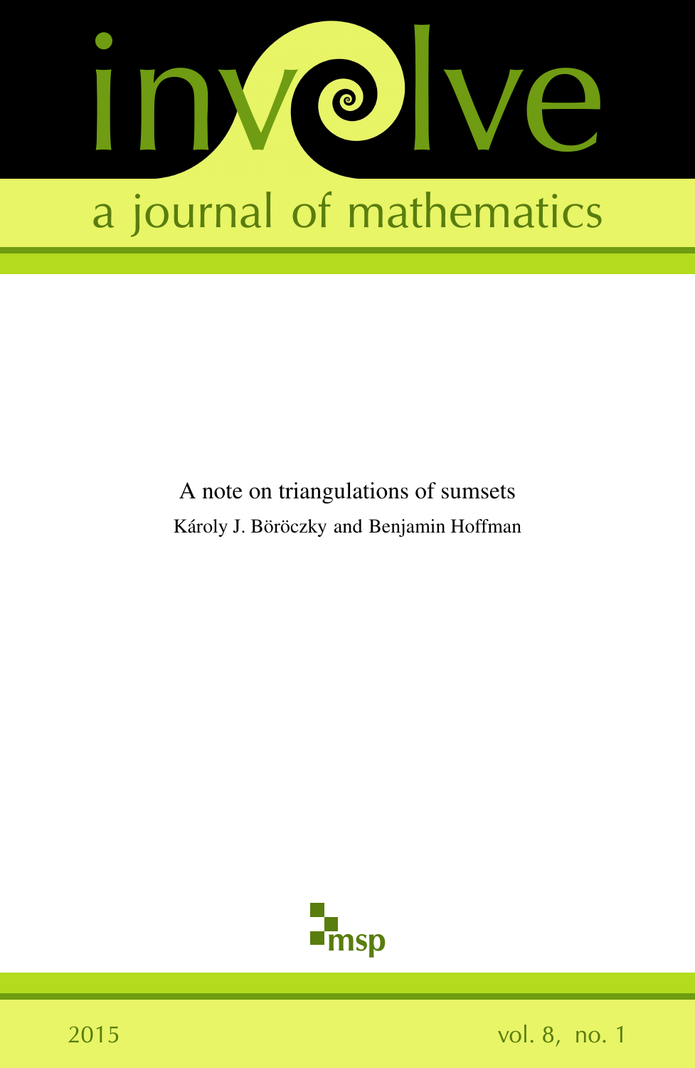# involve

a journal of mathematics

## A note on triangulations of sumsets

Károly J. Böröczky and Benjamin Hoffman

msp

2015 vol. 8, no. 1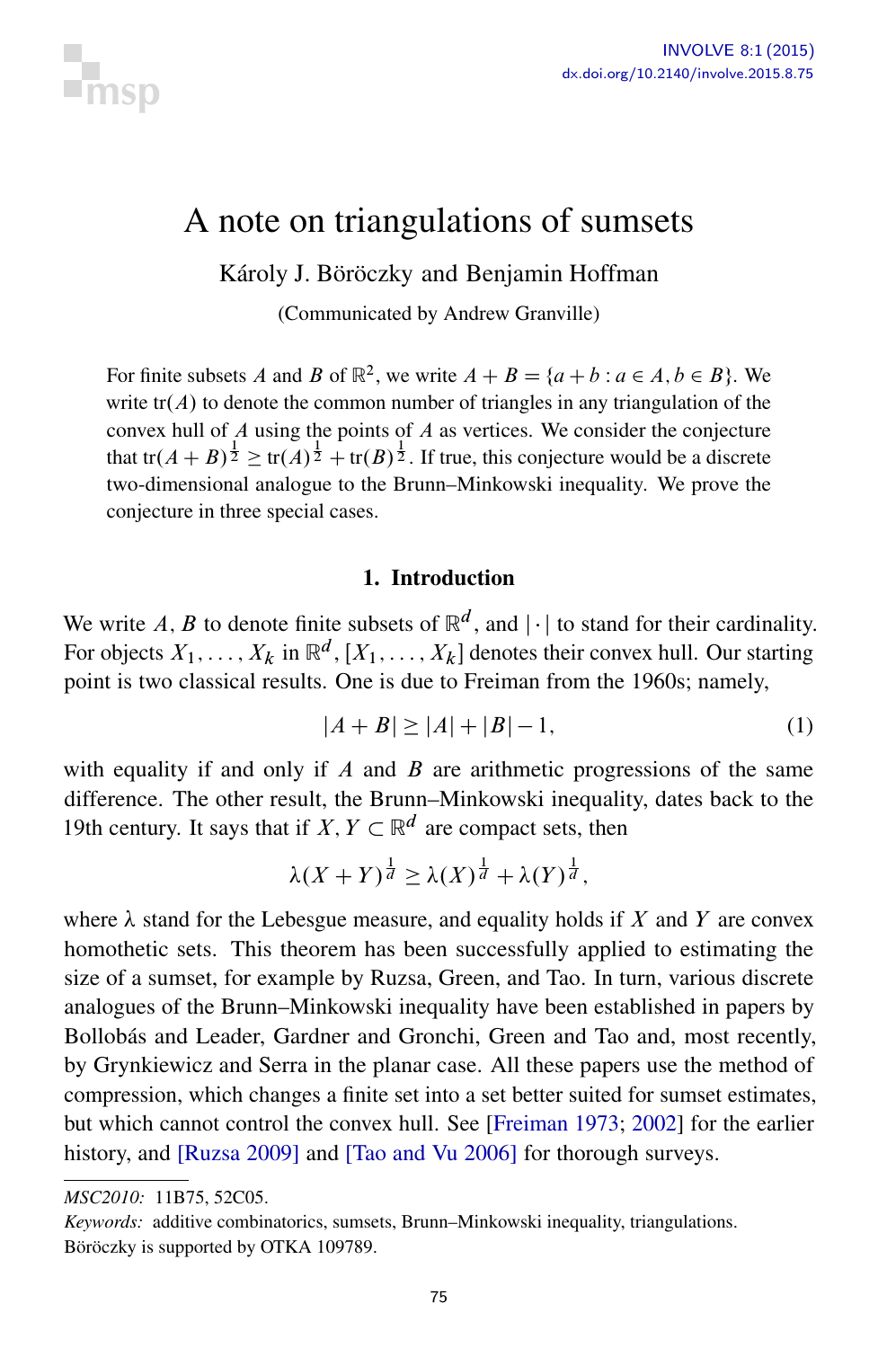# A note on triangulations of sumsets

Károly J. Böröczky and Benjamin Hoffman

(Communicated by Andrew Granville)

For finite subsets $A$ and $B$ of $\mathbb{R}^2$, we write $A+B=\{a+b : a \in A, b \in B\}$. We write $\operatorname{tr}(A)$ to denote the common number of triangles in any triangulation of the convex hull of $A$ using the points of $A$ as vertices. We consider the conjecture that $\operatorname{tr}(A+B)^{\frac{1}{2}} \geq \operatorname{tr}(A)^{\frac{1}{2}} + \operatorname{tr}(B)^{\frac{1}{2}}$. If true, this conjecture would be a discrete two-dimensional analogue to the Brunn–Minkowski inequality. We prove the conjecture in three special cases.

## 1. Introduction

We write $A, B$ to denote finite subsets of $\mathbb{R}^d$, and $|\cdot|$ to stand for their cardinality. For objects $X_1, \dots, X_k$ in $\mathbb{R}^d$, $[X_1, \dots, X_k]$ denotes their convex hull. Our starting point is two classical results. One is due to Freiman from the 1960s; namely,

$$|A+B| \geq |A| + |B| - 1, \tag{1}$$

with equality if and only if $A$ and $B$ are arithmetic progressions of the same difference. The other result, the Brunn–Minkowski inequality, dates back to the 19th century. It says that if $X, Y \subset \mathbb{R}^d$ are compact sets, then

$$\lambda(X+Y)^{\frac{1}{d}} \geq \lambda(X)^{\frac{1}{d}} + \lambda(Y)^{\frac{1}{d}},$$

where $\lambda$ stand for the Lebesgue measure, and equality holds if $X$ and $Y$ are convex homothetic sets. This theorem has been successfully applied to estimating the size of a sumset, for example by Ruzsa, Green, and Tao. In turn, various discrete analogues of the Brunn–Minkowski inequality have been established in papers by Bollobás and Leader, Gardner and Gronchi, Green and Tao and, most recently, by Grynkiewicz and Serra in the planar case. All these papers use the method of compression, which changes a finite set into a set better suited for sumset estimates, but which cannot control the convex hull. See [Freiman 1973; 2002] for the earlier history, and [Ruzsa 2009] and [Tao and Vu 2006] for thorough surveys.

---

*MSC2010:* 11B75, 52C05.

*Keywords:* additive combinatorics, sumsets, Brunn–Minkowski inequality, triangulations.

Böröczky is supported by OTKA 109789.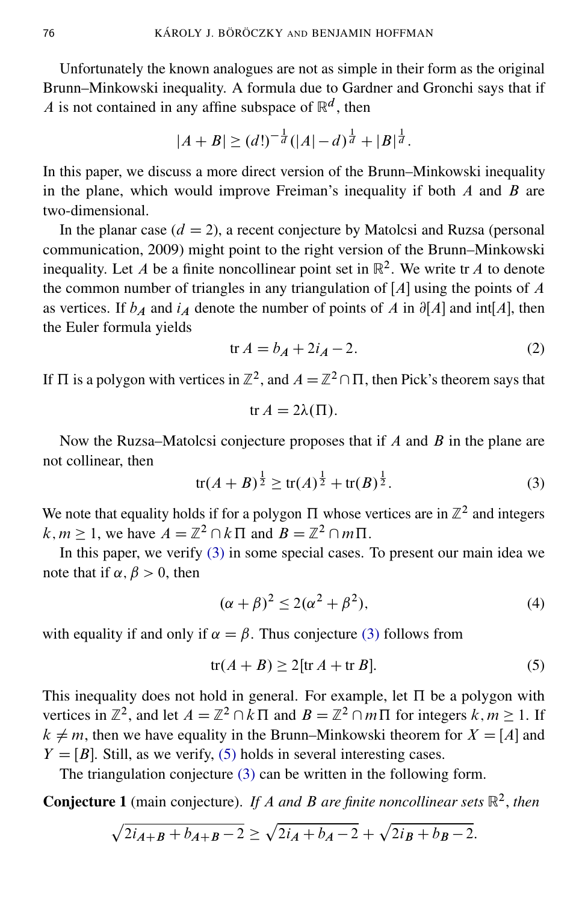Unfortunately the known analogues are not as simple in their form as the original Brunn–Minkowski inequality. A formula due to Gardner and Gronchi says that if $A$ is not contained in any affine subspace of $\mathbb{R}^d$, then

$$|A+B| \geq (d!)^{-\frac{1}{d}}(|A|-d)^{\frac{1}{d}} + |B|^{\frac{1}{d}}.$$

In this paper, we discuss a more direct version of the Brunn–Minkowski inequality in the plane, which would improve Freiman's inequality if both $A$ and $B$ are two-dimensional.

In the planar case ($d=2$), a recent conjecture by Matolcsi and Ruzsa (personal communication, 2009) might point to the right version of the Brunn–Minkowski inequality. Let $A$ be a finite noncollinear point set in $\mathbb{R}^2$. We write $\operatorname{tr} A$ to denote the common number of triangles in any triangulation of $[A]$ using the points of $A$ as vertices. If $b_A$ and $i_A$ denote the number of points of $A$ in $\partial[A]$ and $\operatorname{int}[A]$, then the Euler formula yields

$$\operatorname{tr} A = b_A + 2i_A - 2. \tag{2}$$

If $\Pi$ is a polygon with vertices in $\mathbb{Z}^2$, and $A = \mathbb{Z}^2 \cap \Pi$, then Pick's theorem says that

$$\operatorname{tr} A = 2\lambda(\Pi).$$

Now the Ruzsa–Matolcsi conjecture proposes that if $A$ and $B$ in the plane are not collinear, then

$$\operatorname{tr}(A+B)^{\frac{1}{2}} \geq \operatorname{tr}(A)^{\frac{1}{2}} + \operatorname{tr}(B)^{\frac{1}{2}}. \tag{3}$$

We note that equality holds if for a polygon $\Pi$ whose vertices are in $\mathbb{Z}^2$ and integers $k,m \geq 1$, we have $A = \mathbb{Z}^2 \cap k\Pi$ and $B = \mathbb{Z}^2 \cap m\Pi$.

In this paper, we verify (3) in some special cases. To present our main idea we note that if $\alpha, \beta > 0$, then

$$(\alpha+\beta)^2 \leq 2(\alpha^2+\beta^2), \tag{4}$$

with equality if and only if $\alpha = \beta$. Thus conjecture (3) follows from

$$\operatorname{tr}(A+B) \geq 2[\operatorname{tr} A + \operatorname{tr} B]. \tag{5}$$

This inequality does not hold in general. For example, let $\Pi$ be a polygon with vertices in $\mathbb{Z}^2$, and let $A = \mathbb{Z}^2 \cap k\Pi$ and $B = \mathbb{Z}^2 \cap m\Pi$ for integers $k,m \geq 1$. If $k \neq m$, then we have equality in the Brunn–Minkowski theorem for $X = [A]$ and $Y = [B]$. Still, as we verify, (5) holds in several interesting cases.

The triangulation conjecture (3) can be written in the following form.

**Conjecture 1** (main conjecture). *If $A$ and $B$ are finite noncollinear sets $\mathbb{R}^2$, then*

$$\sqrt{2i_{A+B} + b_{A+B} - 2} \geq \sqrt{2i_A + b_A - 2} + \sqrt{2i_B + b_B - 2}.$$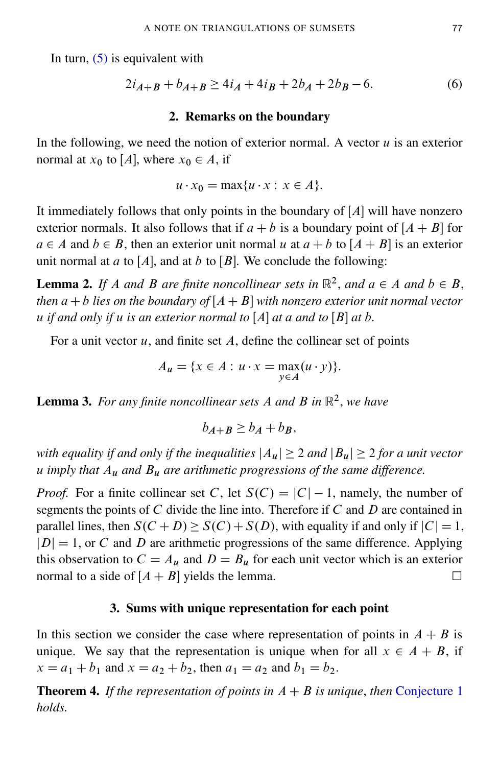In turn, (5) is equivalent with

$$2i_{A+B} + b_{A+B} \geq 4i_A + 4i_B + 2b_A + 2b_B - 6. \tag{6}$$

## 2. Remarks on the boundary

In the following, we need the notion of exterior normal. A vector $u$ is an exterior normal at $x_0$ to $[A]$, where $x_0 \in A$, if

$$u \cdot x_0 = \max\{u \cdot x : x \in A\}.$$

It immediately follows that only points in the boundary of $[A]$ will have nonzero exterior normals. It also follows that if $a + b$ is a boundary point of $[A + B]$ for $a \in A$ and $b \in B$, then an exterior unit normal $u$ at $a + b$ to $[A + B]$ is an exterior unit normal at $a$ to $[A]$, and at $b$ to $[B]$. We conclude the following:

**Lemma 2.** *If $A$ and $B$ are finite noncollinear sets in $\mathbb{R}^2$, and $a \in A$ and $b \in B$, then $a + b$ lies on the boundary of $[A + B]$ with nonzero exterior unit normal vector $u$ if and only if $u$ is an exterior normal to $[A]$ at $a$ and to $[B]$ at $b$.*

For a unit vector $u$, and finite set $A$, define the collinear set of points

$$A_u = \{x \in A : u \cdot x = \max_{y \in A}(u \cdot y)\}.$$

**Lemma 3.** *For any finite noncollinear sets $A$ and $B$ in $\mathbb{R}^2$, we have*

$$b_{A+B} \geq b_A + b_B,$$

*with equality if and only if the inequalities $|A_u| \geq 2$ and $|B_u| \geq 2$ for a unit vector $u$ imply that $A_u$ and $B_u$ are arithmetic progressions of the same difference.*

*Proof.* For a finite collinear set $C$, let $S(C) = |C| - 1$, namely, the number of segments the points of $C$ divide the line into. Therefore if $C$ and $D$ are contained in parallel lines, then $S(C + D) \geq S(C) + S(D)$, with equality if and only if $|C| = 1$, $|D| = 1$, or $C$ and $D$ are arithmetic progressions of the same difference. Applying this observation to $C = A_u$ and $D = B_u$ for each unit vector which is an exterior normal to a side of $[A + B]$ yields the lemma. □

## 3. Sums with unique representation for each point

In this section we consider the case where representation of points in $A + B$ is unique. We say that the representation is unique when for all $x \in A + B$, if $x = a_1 + b_1$ and $x = a_2 + b_2$, then $a_1 = a_2$ and $b_1 = b_2$.

**Theorem 4.** *If the representation of points in $A + B$ is unique, then Conjecture 1 holds.*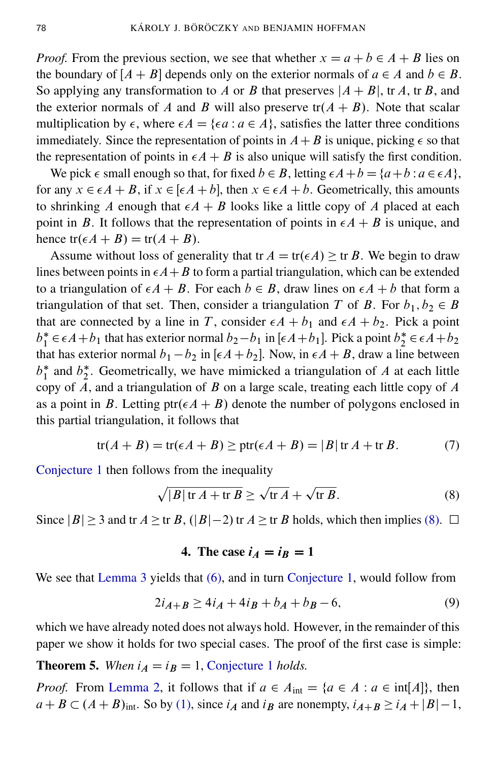*Proof.* From the previous section, we see that whether $x = a + b \in A + B$ lies on the boundary of $[A + B]$ depends only on the exterior normals of $a \in A$ and $b \in B$. So applying any transformation to $A$ or $B$ that preserves $|A + B|$, tr $A$, tr $B$, and the exterior normals of $A$ and $B$ will also preserve $\operatorname{tr}(A + B)$. Note that scalar multiplication by $\epsilon$, where $\epsilon A = \{\epsilon a : a \in A\}$, satisfies the latter three conditions immediately. Since the representation of points in $A + B$ is unique, picking $\epsilon$ so that the representation of points in $\epsilon A + B$ is also unique will satisfy the first condition.

We pick $\epsilon$ small enough so that, for fixed $b \in B$, letting $\epsilon A + b = \{a + b : a \in \epsilon A\}$, for any $x \in \epsilon A + B$, if $x \in [\epsilon A + b]$, then $x \in \epsilon A + b$. Geometrically, this amounts to shrinking $A$ enough that $\epsilon A + B$ looks like a little copy of $A$ placed at each point in $B$. It follows that the representation of points in $\epsilon A + B$ is unique, and hence $\operatorname{tr}(\epsilon A + B) = \operatorname{tr}(A + B)$.

Assume without loss of generality that $\operatorname{tr} A = \operatorname{tr}(\epsilon A) \geq \operatorname{tr} B$. We begin to draw lines between points in $\epsilon A + B$ to form a partial triangulation, which can be extended to a triangulation of $\epsilon A + B$. For each $b \in B$, draw lines on $\epsilon A + b$ that form a triangulation of that set. Then, consider a triangulation $T$ of $B$. For $b_1, b_2 \in B$ that are connected by a line in $T$, consider $\epsilon A + b_1$ and $\epsilon A + b_2$. Pick a point $b_1^* \in \epsilon A + b_1$ that has exterior normal $b_2 - b_1$ in $[\epsilon A + b_1]$. Pick a point $b_2^* \in \epsilon A + b_2$ that has exterior normal $b_1 - b_2$ in $[\epsilon A + b_2]$. Now, in $\epsilon A + B$, draw a line between $b_1^*$ and $b_2^*$. Geometrically, we have mimicked a triangulation of $A$ at each little copy of $A$, and a triangulation of $B$ on a large scale, treating each little copy of $A$ as a point in $B$. Letting $\operatorname{ptr}(\epsilon A + B)$ denote the number of polygons enclosed in this partial triangulation, it follows that

$$\operatorname{tr}(A + B) = \operatorname{tr}(\epsilon A + B) \geq \operatorname{ptr}(\epsilon A + B) = |B| \operatorname{tr} A + \operatorname{tr} B. \tag{7}$$

Conjecture 1 then follows from the inequality

$$\sqrt{|B| \operatorname{tr} A + \operatorname{tr} B} \geq \sqrt{\operatorname{tr} A} + \sqrt{\operatorname{tr} B}. \tag{8}$$

Since $|B| \geq 3$ and $\operatorname{tr} A \geq \operatorname{tr} B$, $(|B| - 2) \operatorname{tr} A \geq \operatorname{tr} B$ holds, which then implies (8). $\square$

## 4. The case $i_A = i_B = 1$

We see that Lemma 3 yields that (6), and in turn Conjecture 1, would follow from

$$2 i_{A+B} \geq 4 i_A + 4 i_B + b_A + b_B - 6, \tag{9}$$

which we have already noted does not always hold. However, in the remainder of this paper we show it holds for two special cases. The proof of the first case is simple:

**Theorem 5.** *When $i_A = i_B = 1$, Conjecture 1 holds.*

*Proof.* From Lemma 2, it follows that if $a \in A_{\text{int}} = \{a \in A : a \in \operatorname{int}[A]\}$, then $a + B \subset (A + B)_{\text{int}}$. So by (1), since $i_A$ and $i_B$ are nonempty, $i_{A+B} \geq i_A + |B| - 1$,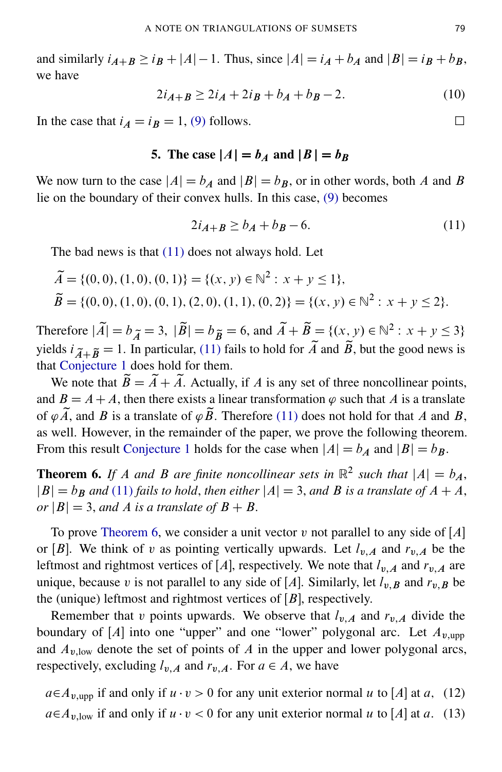and similarly $i_{A+B} \geq i_B + |A| - 1$. Thus, since $|A| = i_A + b_A$ and $|B| = i_B + b_B$, we have

$$2i_{A+B} \geq 2i_A + 2i_B + b_A + b_B - 2. \tag{10}$$

In the case that $i_A = i_B = 1$, (9) follows. □

## 5. The case $|A| = b_A$ and $|B| = b_B$

We now turn to the case $|A| = b_A$ and $|B| = b_B$, or in other words, both $A$ and $B$ lie on the boundary of their convex hulls. In this case, (9) becomes

$$2i_{A+B} \geq b_A + b_B - 6. \tag{11}$$

The bad news is that (11) does not always hold. Let

$$\widetilde{A} = \{(0,0), (1,0), (0,1)\} = \{(x, y) \in \mathbb{N}^2 : x + y \leq 1\},$$
$$\widetilde{B} = \{(0,0), (1,0), (0,1), (2,0), (1,1), (0,2)\} = \{(x, y) \in \mathbb{N}^2 : x + y \leq 2\}.$$

Therefore $|\widetilde{A}| = b_{\widetilde{A}} = 3$, $|\widetilde{B}| = b_{\widetilde{B}} = 6$, and $\widetilde{A} + \widetilde{B} = \{(x, y) \in \mathbb{N}^2 : x + y \leq 3\}$ yields $i_{\widetilde{A}+\widetilde{B}} = 1$. In particular, (11) fails to hold for $\widetilde{A}$ and $\widetilde{B}$, but the good news is that Conjecture 1 does hold for them.

We note that $\widetilde{B} = \widetilde{A} + \widetilde{A}$. Actually, if $A$ is any set of three noncollinear points, and $B = A + A$, then there exists a linear transformation $\varphi$ such that $A$ is a translate of $\varphi\widetilde{A}$, and $B$ is a translate of $\varphi\widetilde{B}$. Therefore (11) does not hold for that $A$ and $B$, as well. However, in the remainder of the paper, we prove the following theorem. From this result Conjecture 1 holds for the case when $|A| = b_A$ and $|B| = b_B$.

**Theorem 6.** *If $A$ and $B$ are finite noncollinear sets in $\mathbb{R}^2$ such that $|A| = b_A$, $|B| = b_B$ and (11) fails to hold, then either $|A| = 3$, and $B$ is a translate of $A + A$, or $|B| = 3$, and $A$ is a translate of $B + B$.*

To prove Theorem 6, we consider a unit vector $v$ not parallel to any side of $[A]$ or $[B]$. We think of $v$ as pointing vertically upwards. Let $l_{v,A}$ and $r_{v,A}$ be the leftmost and rightmost vertices of $[A]$, respectively. We note that $l_{v,A}$ and $r_{v,A}$ are unique, because $v$ is not parallel to any side of $[A]$. Similarly, let $l_{v,B}$ and $r_{v,B}$ be the (unique) leftmost and rightmost vertices of $[B]$, respectively.

Remember that $v$ points upwards. We observe that $l_{v,A}$ and $r_{v,A}$ divide the boundary of $[A]$ into one "upper" and one "lower" polygonal arc. Let $A_{v,\text{upp}}$ and $A_{v,\text{low}}$ denote the set of points of $A$ in the upper and lower polygonal arcs, respectively, excluding $l_{v,A}$ and $r_{v,A}$. For $a \in A$, we have

$$a \in A_{v,\text{upp}} \text{ if and only if } u \cdot v > 0 \text{ for any unit exterior normal } u \text{ to } [A] \text{ at } a, \tag{12}$$
$$a \in A_{v,\text{low}} \text{ if and only if } u \cdot v < 0 \text{ for any unit exterior normal } u \text{ to } [A] \text{ at } a. \tag{13}$$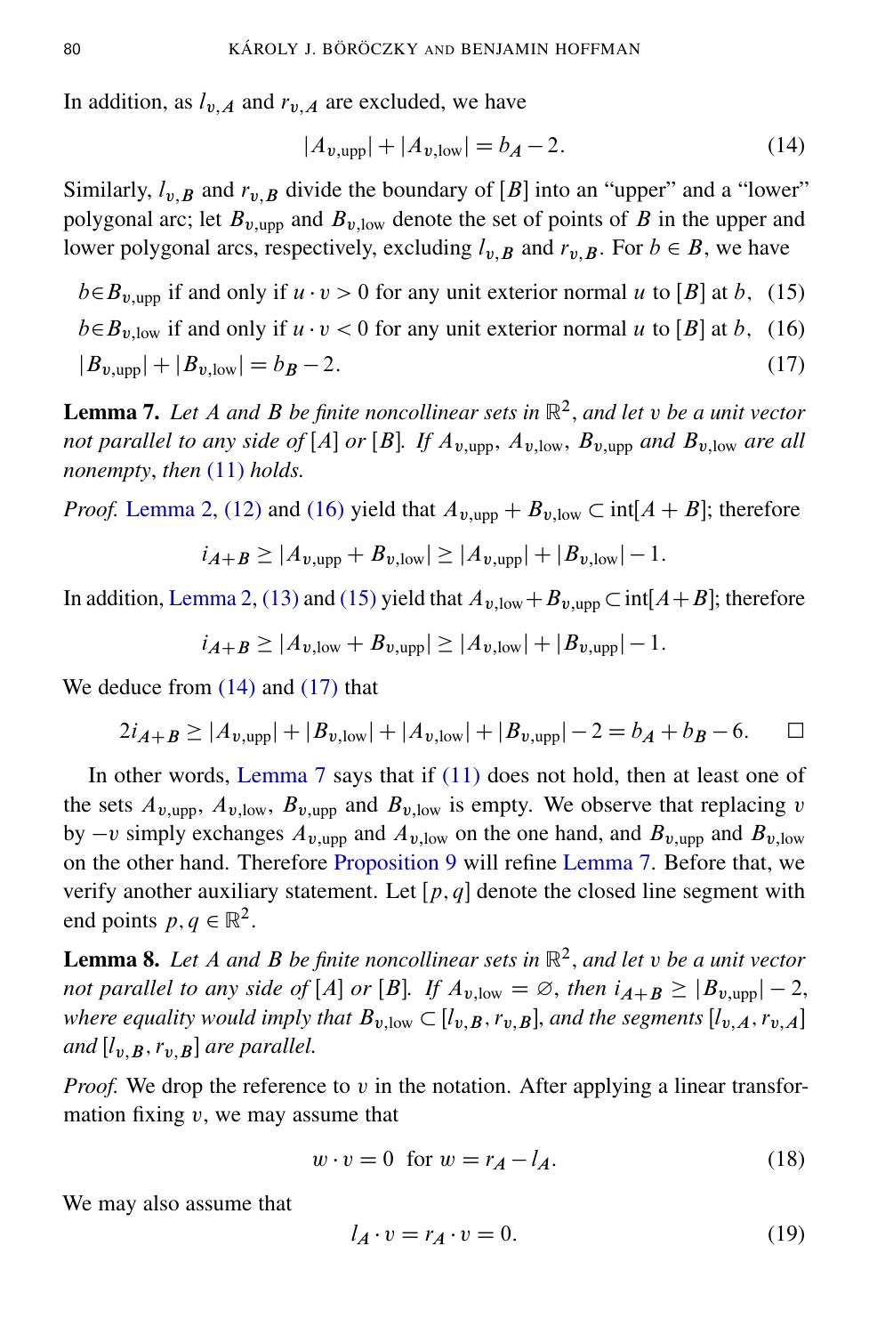In addition, as $l_{v,A}$ and $r_{v,A}$ are excluded, we have

$$|A_{v,\text{upp}}| + |A_{v,\text{low}}| = b_A - 2. \tag{14}$$

Similarly, $l_{v,B}$ and $r_{v,B}$ divide the boundary of $[B]$ into an "upper" and a "lower" polygonal arc; let $B_{v,\text{upp}}$ and $B_{v,\text{low}}$ denote the set of points of $B$ in the upper and lower polygonal arcs, respectively, excluding $l_{v,B}$ and $r_{v,B}$. For $b \in B$, we have

$$b \in B_{v,\text{upp}} \text{ if and only if } u \cdot v > 0 \text{ for any unit exterior normal } u \text{ to } [B] \text{ at } b, \tag{15}$$

$$b \in B_{v,\text{low}} \text{ if and only if } u \cdot v < 0 \text{ for any unit exterior normal } u \text{ to } [B] \text{ at } b, \tag{16}$$

$$|B_{v,\text{upp}}| + |B_{v,\text{low}}| = b_B - 2. \tag{17}$$

**Lemma 7.** *Let $A$ and $B$ be finite noncollinear sets in $\mathbb{R}^2$, and let $v$ be a unit vector not parallel to any side of $[A]$ or $[B]$. If $A_{v,\text{upp}}$, $A_{v,\text{low}}$, $B_{v,\text{upp}}$ and $B_{v,\text{low}}$ are all nonempty, then (11) holds.*

*Proof.* Lemma 2, (12) and (16) yield that $A_{v,\text{upp}} + B_{v,\text{low}} \subset \text{int}[A + B]$; therefore

$$i_{A+B} \geq |A_{v,\text{upp}} + B_{v,\text{low}}| \geq |A_{v,\text{upp}}| + |B_{v,\text{low}}| - 1.$$

In addition, Lemma 2, (13) and (15) yield that $A_{v,\text{low}} + B_{v,\text{upp}} \subset \text{int}[A+B]$; therefore

$$i_{A+B} \geq |A_{v,\text{low}} + B_{v,\text{upp}}| \geq |A_{v,\text{low}}| + |B_{v,\text{upp}}| - 1.$$

We deduce from (14) and (17) that

$$2i_{A+B} \geq |A_{v,\text{upp}}| + |B_{v,\text{low}}| + |A_{v,\text{low}}| + |B_{v,\text{upp}}| - 2 = b_A + b_B - 6. \qquad \square$$

In other words, Lemma 7 says that if (11) does not hold, then at least one of the sets $A_{v,\text{upp}}$, $A_{v,\text{low}}$, $B_{v,\text{upp}}$ and $B_{v,\text{low}}$ is empty. We observe that replacing $v$ by $-v$ simply exchanges $A_{v,\text{upp}}$ and $A_{v,\text{low}}$ on the one hand, and $B_{v,\text{upp}}$ and $B_{v,\text{low}}$ on the other hand. Therefore Proposition 9 will refine Lemma 7. Before that, we verify another auxiliary statement. Let $[p, q]$ denote the closed line segment with end points $p, q \in \mathbb{R}^2$.

**Lemma 8.** *Let $A$ and $B$ be finite noncollinear sets in $\mathbb{R}^2$, and let $v$ be a unit vector not parallel to any side of $[A]$ or $[B]$. If $A_{v,\text{low}} = \varnothing$, then $i_{A+B} \geq |B_{v,\text{upp}}| - 2$, where equality would imply that $B_{v,\text{low}} \subset [l_{v,B}, r_{v,B}]$, and the segments $[l_{v,A}, r_{v,A}]$ and $[l_{v,B}, r_{v,B}]$ are parallel.*

*Proof.* We drop the reference to $v$ in the notation. After applying a linear transformation fixing $v$, we may assume that

$$w \cdot v = 0 \quad \text{for } w = r_A - l_A. \tag{18}$$

We may also assume that

$$l_A \cdot v = r_A \cdot v = 0. \tag{19}$$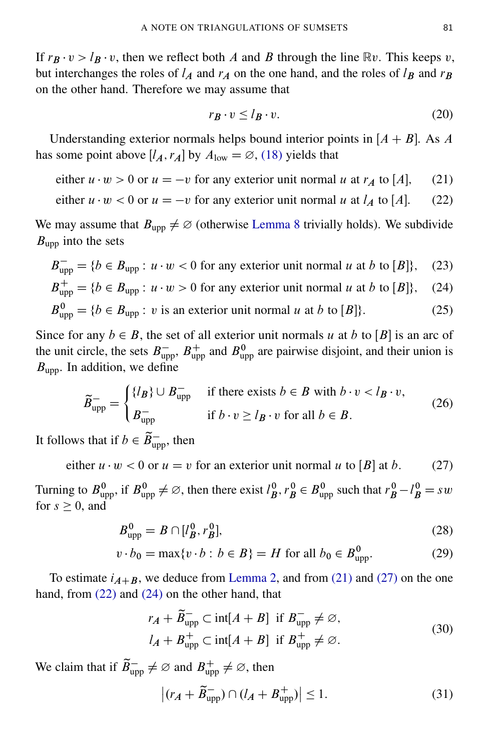If $r_B \cdot v > l_B \cdot v$, then we reflect both $A$ and $B$ through the line $\mathbb{R}v$. This keeps $v$, but interchanges the roles of $l_A$ and $r_A$ on the one hand, and the roles of $l_B$ and $r_B$ on the other hand. Therefore we may assume that

$$r_B \cdot v \leq l_B \cdot v. \tag{20}$$

Understanding exterior normals helps bound interior points in $[A+B]$. As $A$ has some point above $[l_A, r_A]$ by $A_{\text{low}} = \varnothing$, (18) yields that

$$\text{either } u \cdot w > 0 \text{ or } u = -v \text{ for any exterior unit normal } u \text{ at } r_A \text{ to } [A], \tag{21}$$

$$\text{either } u \cdot w < 0 \text{ or } u = -v \text{ for any exterior unit normal } u \text{ at } l_A \text{ to } [A]. \tag{22}$$

We may assume that $B_{\text{upp}} \neq \varnothing$ (otherwise Lemma 8 trivially holds). We subdivide $B_{\text{upp}}$ into the sets

$$B^-_{\text{upp}} = \{b \in B_{\text{upp}} : u \cdot w < 0 \text{ for any exterior unit normal } u \text{ at } b \text{ to } [B]\}, \tag{23}$$

$$B^+_{\text{upp}} = \{b \in B_{\text{upp}} : u \cdot w > 0 \text{ for any exterior unit normal } u \text{ at } b \text{ to } [B]\}, \tag{24}$$

$$B^0_{\text{upp}} = \{b \in B_{\text{upp}} : v \text{ is an exterior unit normal } u \text{ at } b \text{ to } [B]\}. \tag{25}$$

Since for any $b \in B$, the set of all exterior unit normals $u$ at $b$ to $[B]$ is an arc of the unit circle, the sets $B^-_{\text{upp}}$, $B^+_{\text{upp}}$ and $B^0_{\text{upp}}$ are pairwise disjoint, and their union is $B_{\text{upp}}$. In addition, we define

$$\widetilde{B}^-_{\text{upp}} = \begin{cases} \{l_B\} \cup B^-_{\text{upp}} & \text{if there exists } b \in B \text{ with } b \cdot v < l_B \cdot v, \\ B^-_{\text{upp}} & \text{if } b \cdot v \geq l_B \cdot v \text{ for all } b \in B. \end{cases} \tag{26}$$

It follows that if $b \in \widetilde{B}^-_{\text{upp}}$, then

$$\text{either } u \cdot w < 0 \text{ or } u = v \text{ for an exterior unit normal } u \text{ to } [B] \text{ at } b. \tag{27}$$

Turning to $B^0_{\text{upp}}$, if $B^0_{\text{upp}} \neq \varnothing$, then there exist $l^0_B, r^0_B \in B^0_{\text{upp}}$ such that $r^0_B - l^0_B = sw$ for $s \geq 0$, and

$$B^0_{\text{upp}} = B \cap [l^0_B, r^0_B], \tag{28}$$

$$v \cdot b_0 = \max\{v \cdot b : b \in B\} = H \text{ for all } b_0 \in B^0_{\text{upp}}. \tag{29}$$

To estimate $i_{A+B}$, we deduce from Lemma 2, and from (21) and (27) on the one hand, from (22) and (24) on the other hand, that

$$\begin{aligned} r_A + \widetilde{B}^-_{\text{upp}} &\subset \operatorname{int}[A+B] \text{ if } B^-_{\text{upp}} \neq \varnothing, \\ l_A + B^+_{\text{upp}} &\subset \operatorname{int}[A+B] \text{ if } B^+_{\text{upp}} \neq \varnothing. \end{aligned} \tag{30}$$

We claim that if $\widetilde{B}^-_{\text{upp}} \neq \varnothing$ and $B^+_{\text{upp}} \neq \varnothing$, then

$$\left|(r_A + \widetilde{B}^-_{\text{upp}}) \cap (l_A + B^+_{\text{upp}})\right| \leq 1. \tag{31}$$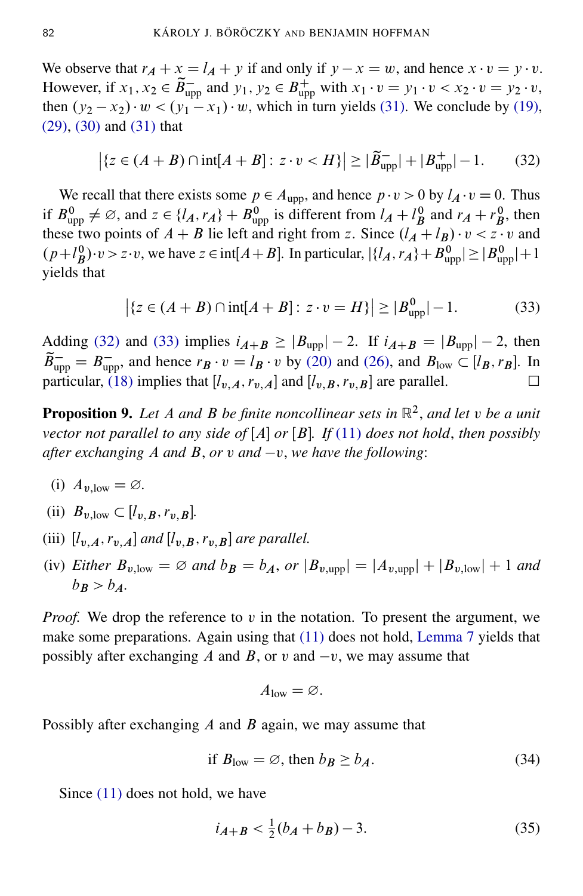We observe that $r_A + x = l_A + y$ if and only if $y - x = w$, and hence $x \cdot v = y \cdot v$. However, if $x_1, x_2 \in \widetilde{B}^-_{\rm upp}$ and $y_1, y_2 \in B^+_{\rm upp}$ with $x_1 \cdot v = y_1 \cdot v < x_2 \cdot v = y_2 \cdot v$, then $(y_2 - x_2) \cdot w < (y_1 - x_1) \cdot w$, which in turn yields (31). We conclude by (19), (29), (30) and (31) that

$$\left|\{z \in (A+B) \cap \mathrm{int}[A+B] \colon z \cdot v < H\}\right| \geq |\widetilde{B}^-_{\rm upp}| + |B^+_{\rm upp}| - 1. \tag{32}$$

We recall that there exists some $p \in A_{\rm upp}$, and hence $p \cdot v > 0$ by $l_A \cdot v = 0$. Thus if $B^0_{\rm upp} \neq \emptyset$, and $z \in \{l_A, r_A\} + B^0_{\rm upp}$ is different from $l_A + l^0_B$ and $r_A + r^0_B$, then these two points of $A + B$ lie left and right from $z$. Since $(l_A + l_B) \cdot v < z \cdot v$ and $(p + l^0_B) \cdot v > z \cdot v$, we have $z \in \mathrm{int}[A+B]$. In particular, $|\{l_A, r_A\} + B^0_{\rm upp}| \geq |B^0_{\rm upp}| + 1$ yields that

$$\left|\{z \in (A+B) \cap \mathrm{int}[A+B] \colon z \cdot v = H\}\right| \geq |B^0_{\rm upp}| - 1. \tag{33}$$

Adding (32) and (33) implies $i_{A+B} \geq |B_{\rm upp}| - 2$. If $i_{A+B} = |B_{\rm upp}| - 2$, then $\widetilde{B}^-_{\rm upp} = B^-_{\rm upp}$, and hence $r_B \cdot v = l_B \cdot v$ by (20) and (26), and $B_{\rm low} \subset [l_B, r_B]$. In particular, (18) implies that $[l_{v,A}, r_{v,A}]$ and $[l_{v,B}, r_{v,B}]$ are parallel. □

**Proposition 9.** *Let $A$ and $B$ be finite noncollinear sets in $\mathbb{R}^2$, and let $v$ be a unit vector not parallel to any side of $[A]$ or $[B]$. If (11) does not hold, then possibly after exchanging $A$ and $B$, or $v$ and $-v$, we have the following:*

(i) $A_{v,\rm low} = \emptyset$.

(ii) $B_{v,\rm low} \subset [l_{v,B}, r_{v,B}]$.

(iii) *$[l_{v,A}, r_{v,A}]$ and $[l_{v,B}, r_{v,B}]$ are parallel.*

(iv) *Either $B_{v,\rm low} = \emptyset$ and $b_B = b_A$, or $|B_{v,\rm upp}| = |A_{v,\rm upp}| + |B_{v,\rm low}| + 1$ and $b_B > b_A$.*

*Proof.* We drop the reference to $v$ in the notation. To present the argument, we make some preparations. Again using that (11) does not hold, Lemma 7 yields that possibly after exchanging $A$ and $B$, or $v$ and $-v$, we may assume that

$$A_{\rm low} = \emptyset.$$

Possibly after exchanging $A$ and $B$ again, we may assume that

$$\text{if } B_{\rm low} = \emptyset, \text{ then } b_B \geq b_A. \tag{34}$$

Since (11) does not hold, we have

$$i_{A+B} < \tfrac{1}{2}(b_A + b_B) - 3. \tag{35}$$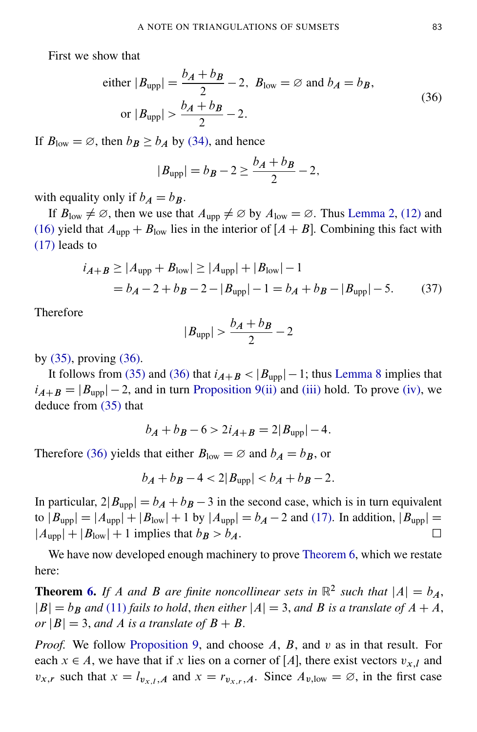First we show that

$$\text{either } |B_{\text{upp}}| = \frac{b_A + b_B}{2} - 2,\ B_{\text{low}} = \varnothing \text{ and } b_A = b_B, \\ \text{or } |B_{\text{upp}}| > \frac{b_A + b_B}{2} - 2. \tag{36}$$

If $B_{\text{low}} = \varnothing$, then $b_B \geq b_A$ by (34), and hence

$$|B_{\text{upp}}| = b_B - 2 \geq \frac{b_A + b_B}{2} - 2,$$

with equality only if $b_A = b_B$.

If $B_{\text{low}} \neq \varnothing$, then we use that $A_{\text{upp}} \neq \varnothing$ by $A_{\text{low}} = \varnothing$. Thus Lemma 2, (12) and (16) yield that $A_{\text{upp}} + B_{\text{low}}$ lies in the interior of $[A + B]$. Combining this fact with (17) leads to

$$\begin{aligned} i_{A+B} &\geq |A_{\text{upp}} + B_{\text{low}}| \geq |A_{\text{upp}}| + |B_{\text{low}}| - 1 \\ &= b_A - 2 + b_B - 2 - |B_{\text{upp}}| - 1 = b_A + b_B - |B_{\text{upp}}| - 5. \end{aligned} \tag{37}$$

Therefore

$$|B_{\text{upp}}| > \frac{b_A + b_B}{2} - 2$$

by (35), proving (36).

It follows from (35) and (36) that $i_{A+B} < |B_{\text{upp}}| - 1$; thus Lemma 8 implies that $i_{A+B} = |B_{\text{upp}}| - 2$, and in turn Proposition 9(ii) and (iii) hold. To prove (iv), we deduce from (35) that

$$b_A + b_B - 6 > 2i_{A+B} = 2|B_{\text{upp}}| - 4.$$

Therefore (36) yields that either $B_{\text{low}} = \varnothing$ and $b_A = b_B$, or

$$b_A + b_B - 4 < 2|B_{\text{upp}}| < b_A + b_B - 2.$$

In particular, $2|B_{\text{upp}}| = b_A + b_B - 3$ in the second case, which is in turn equivalent to $|B_{\text{upp}}| = |A_{\text{upp}}| + |B_{\text{low}}| + 1$ by $|A_{\text{upp}}| = b_A - 2$ and (17). In addition, $|B_{\text{upp}}| = |A_{\text{upp}}| + |B_{\text{low}}| + 1$ implies that $b_B > b_A$. ☐

We have now developed enough machinery to prove Theorem 6, which we restate here:

**Theorem 6.** *If $A$ and $B$ are finite noncollinear sets in $\mathbb{R}^2$ such that $|A| = b_A$, $|B| = b_B$ and (11) fails to hold, then either $|A| = 3$, and $B$ is a translate of $A + A$, or $|B| = 3$, and $A$ is a translate of $B + B$.*

*Proof.* We follow Proposition 9, and choose $A$, $B$, and $v$ as in that result. For each $x \in A$, we have that if $x$ lies on a corner of $[A]$, there exist vectors $v_{x,l}$ and $v_{x,r}$ such that $x = l_{v_{x,l},A}$ and $x = r_{v_{x,r},A}$. Since $A_{v,\text{low}} = \varnothing$, in the first case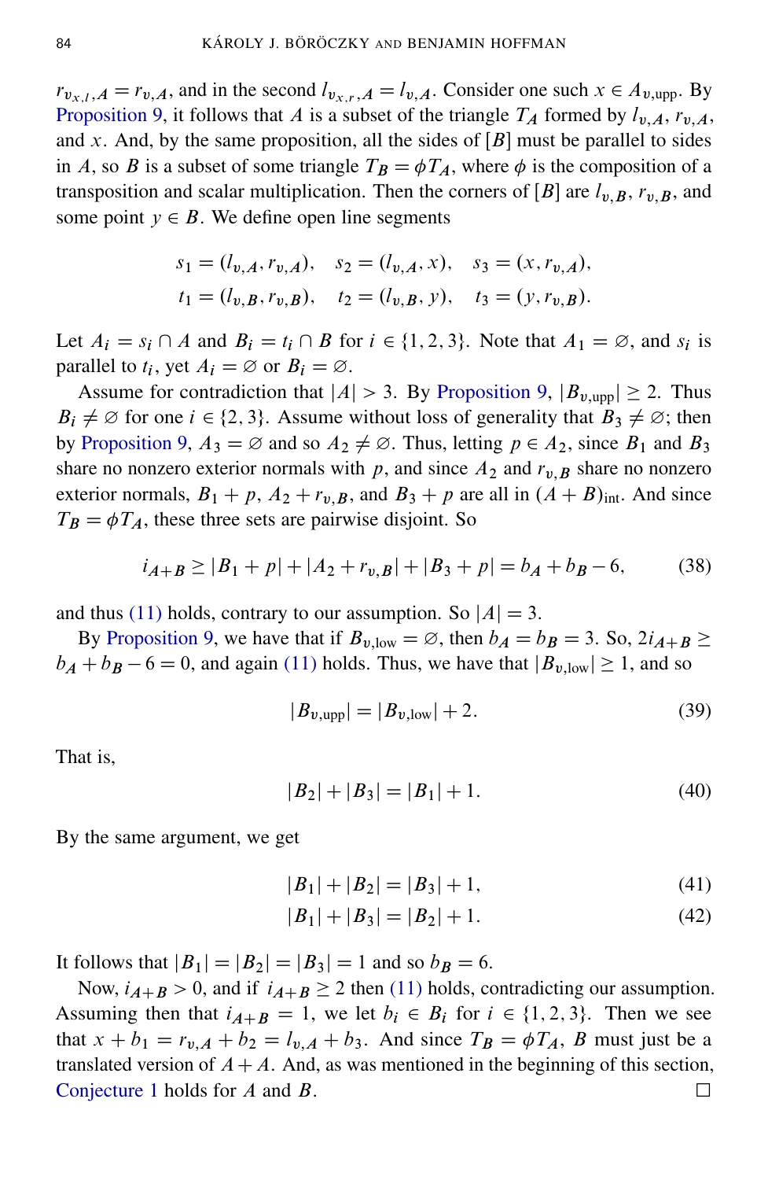$r_{v_{x,l},A} = r_{v,A}$, and in the second $l_{v_{x,r},A} = l_{v,A}$. Consider one such $x \in A_{v,\mathrm{upp}}$. By Proposition 9, it follows that $A$ is a subset of the triangle $T_A$ formed by $l_{v,A}$, $r_{v,A}$, and $x$. And, by the same proposition, all the sides of $[B]$ must be parallel to sides in $A$, so $B$ is a subset of some triangle $T_B = \phi T_A$, where $\phi$ is the composition of a transposition and scalar multiplication. Then the corners of $[B]$ are $l_{v,B}$, $r_{v,B}$, and some point $y \in B$. We define open line segments

$$s_1 = (l_{v,A}, r_{v,A}), \quad s_2 = (l_{v,A}, x), \quad s_3 = (x, r_{v,A}),$$
$$t_1 = (l_{v,B}, r_{v,B}), \quad t_2 = (l_{v,B}, y), \quad t_3 = (y, r_{v,B}).$$

Let $A_i = s_i \cap A$ and $B_i = t_i \cap B$ for $i \in \{1,2,3\}$. Note that $A_1 = \varnothing$, and $s_i$ is parallel to $t_i$, yet $A_i = \varnothing$ or $B_i = \varnothing$.

Assume for contradiction that $|A| > 3$. By Proposition 9, $|B_{v,\mathrm{upp}}| \geq 2$. Thus $B_i \neq \varnothing$ for one $i \in \{2,3\}$. Assume without loss of generality that $B_3 \neq \varnothing$; then by Proposition 9, $A_3 = \varnothing$ and so $A_2 \neq \varnothing$. Thus, letting $p \in A_2$, since $B_1$ and $B_3$ share no nonzero exterior normals with $p$, and since $A_2$ and $r_{v,B}$ share no nonzero exterior normals, $B_1 + p$, $A_2 + r_{v,B}$, and $B_3 + p$ are all in $(A+B)_{\mathrm{int}}$. And since $T_B = \phi T_A$, these three sets are pairwise disjoint. So

$$i_{A+B} \geq |B_1 + p| + |A_2 + r_{v,B}| + |B_3 + p| = b_A + b_B - 6, \tag{38}$$

and thus (11) holds, contrary to our assumption. So $|A| = 3$.

By Proposition 9, we have that if $B_{v,\mathrm{low}} = \varnothing$, then $b_A = b_B = 3$. So, $2i_{A+B} \geq b_A + b_B - 6 = 0$, and again (11) holds. Thus, we have that $|B_{v,\mathrm{low}}| \geq 1$, and so

$$|B_{v,\mathrm{upp}}| = |B_{v,\mathrm{low}}| + 2. \tag{39}$$

That is,

$$|B_2| + |B_3| = |B_1| + 1. \tag{40}$$

By the same argument, we get

$$|B_1| + |B_2| = |B_3| + 1, \tag{41}$$
$$|B_1| + |B_3| = |B_2| + 1. \tag{42}$$

It follows that $|B_1| = |B_2| = |B_3| = 1$ and so $b_B = 6$.

Now, $i_{A+B} > 0$, and if $i_{A+B} \geq 2$ then (11) holds, contradicting our assumption. Assuming then that $i_{A+B} = 1$, we let $b_i \in B_i$ for $i \in \{1,2,3\}$. Then we see that $x + b_1 = r_{v,A} + b_2 = l_{v,A} + b_3$. And since $T_B = \phi T_A$, $B$ must just be a translated version of $A + A$. And, as was mentioned in the beginning of this section, Conjecture 1 holds for $A$ and $B$. $\square$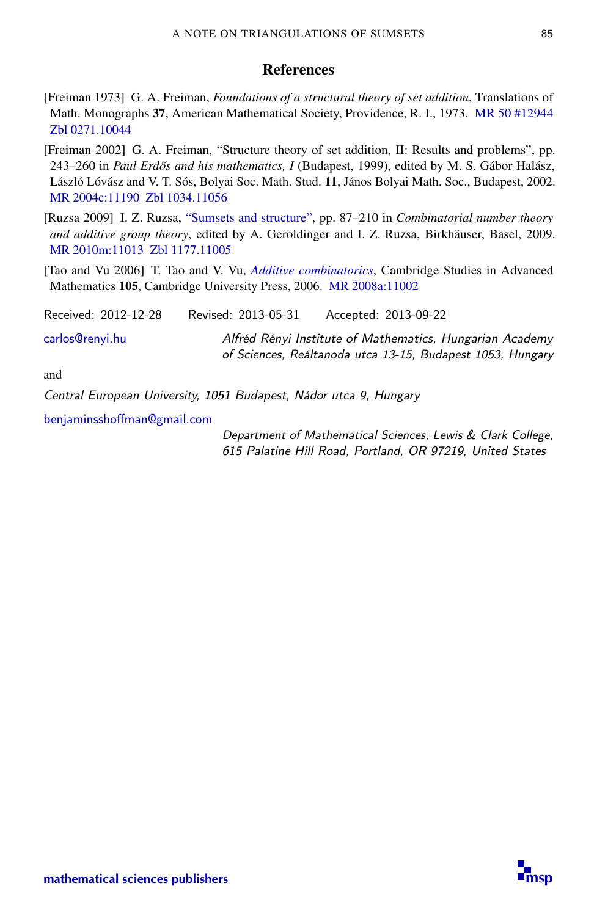## References

[Freiman 1973] G. A. Freiman, *Foundations of a structural theory of set addition*, Translations of Math. Monographs **37**, American Mathematical Society, Providence, R. I., 1973. MR 50 #12944 Zbl 0271.10044

[Freiman 2002] G. A. Freiman, "Structure theory of set addition, II: Results and problems", pp. 243–260 in *Paul Erdős and his mathematics, I* (Budapest, 1999), edited by M. S. Gábor Halász, László Lóvász and V. T. Sós, Bolyai Soc. Math. Stud. **11**, János Bolyai Math. Soc., Budapest, 2002. MR 2004c:11190 Zbl 1034.11056

[Ruzsa 2009] I. Z. Ruzsa, "Sumsets and structure", pp. 87–210 in *Combinatorial number theory and additive group theory*, edited by A. Geroldinger and I. Z. Ruzsa, Birkhäuser, Basel, 2009. MR 2010m:11013 Zbl 1177.11005

[Tao and Vu 2006] T. Tao and V. Vu, *Additive combinatorics*, Cambridge Studies in Advanced Mathematics **105**, Cambridge University Press, 2006. MR 2008a:11002

Received: 2012-12-28 Revised: 2013-05-31 Accepted: 2013-09-22

carlos@renyi.hu — *Alfréd Rényi Institute of Mathematics, Hungarian Academy of Sciences, Reáltanoda utca 13-15, Budapest 1053, Hungary*

and

*Central European University, 1051 Budapest, Nádor utca 9, Hungary*

benjaminsshoffman@gmail.com — *Department of Mathematical Sciences, Lewis & Clark College, 615 Palatine Hill Road, Portland, OR 97219, United States*

mathematical sciences publishers msp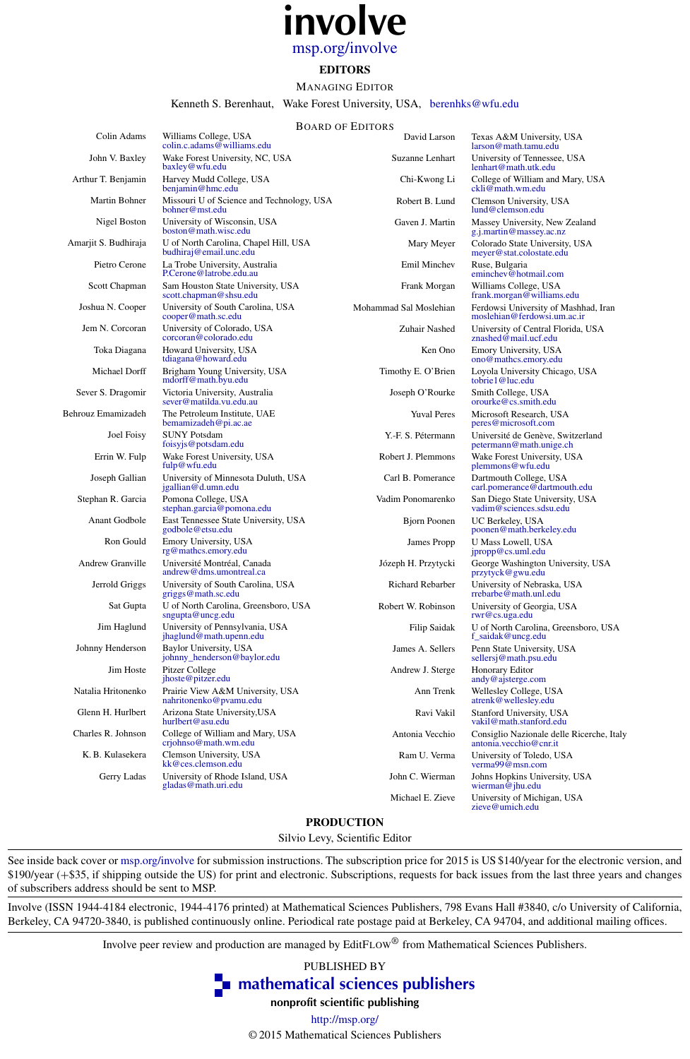# involve

msp.org/involve

## EDITORS

### Managing Editor

Kenneth S. Berenhaut, Wake Forest University, USA, berenhks@wfu.edu

### Board of Editors

| | |
|---|---|
| Colin Adams | Williams College, USA<br>colin.c.adams@williams.edu |
| John V. Baxley | Wake Forest University, NC, USA<br>baxley@wfu.edu |
| Arthur T. Benjamin | Harvey Mudd College, USA<br>benjamin@hmc.edu |
| Martin Bohner | Missouri U of Science and Technology, USA<br>bohner@mst.edu |
| Nigel Boston | University of Wisconsin, USA<br>boston@math.wisc.edu |
| Amarjit S. Budhiraja | U of North Carolina, Chapel Hill, USA<br>budhiraj@email.unc.edu |
| Pietro Cerone | La Trobe University, Australia<br>P.Cerone@latrobe.edu.au |
| Scott Chapman | Sam Houston State University, USA<br>scott.chapman@shsu.edu |
| Joshua N. Cooper | University of South Carolina, USA<br>cooper@math.sc.edu |
| Jem N. Corcoran | University of Colorado, USA<br>corcoran@colorado.edu |
| Toka Diagana | Howard University, USA<br>tdiagana@howard.edu |
| Michael Dorff | Brigham Young University, USA<br>mdorff@math.byu.edu |
| Sever S. Dragomir | Victoria University, Australia<br>sever@matilda.vu.edu.au |
| Behrouz Emamizadeh | The Petroleum Institute, UAE<br>bemamizadeh@pi.ac.ae |
| Joel Foisy | SUNY Potsdam<br>foisyjs@potsdam.edu |
| Errin W. Fulp | Wake Forest University, USA<br>fulp@wfu.edu |
| Joseph Gallian | University of Minnesota Duluth, USA<br>jgallian@d.umn.edu |
| Stephan R. Garcia | Pomona College, USA<br>stephan.garcia@pomona.edu |
| Anant Godbole | East Tennessee State University, USA<br>godbole@etsu.edu |
| Ron Gould | Emory University, USA<br>rg@mathcs.emory.edu |
| Andrew Granville | Université Montréal, Canada<br>andrew@dms.umontreal.ca |
| Jerrold Griggs | University of South Carolina, USA<br>griggs@math.sc.edu |
| Sat Gupta | U of North Carolina, Greensboro, USA<br>sngupta@uncg.edu |
| Jim Haglund | University of Pennsylvania, USA<br>jhaglund@math.upenn.edu |
| Johnny Henderson | Baylor University, USA<br>johnny_henderson@baylor.edu |
| Jim Hoste | Pitzer College<br>jhoste@pitzer.edu |
| Natalia Hritonenko | Prairie View A&M University, USA<br>nahritonenko@pvamu.edu |
| Glenn H. Hurlbert | Arizona State University,USA<br>hurlbert@asu.edu |
| Charles R. Johnson | College of William and Mary, USA<br>crjohnso@math.wm.edu |
| K. B. Kulasekera | Clemson University, USA<br>kk@ces.clemson.edu |
| Gerry Ladas | University of Rhode Island, USA<br>gladas@math.uri.edu |
| David Larson | Texas A&M University, USA<br>larson@math.tamu.edu |
| Suzanne Lenhart | University of Tennessee, USA<br>lenhart@math.utk.edu |
| Chi-Kwong Li | College of William and Mary, USA<br>ckli@math.wm.edu |
| Robert B. Lund | Clemson University, USA<br>lund@clemson.edu |
| Gaven J. Martin | Massey University, New Zealand<br>g.j.martin@massey.ac.nz |
| Mary Meyer | Colorado State University, USA<br>meyer@stat.colostate.edu |
| Emil Minchev | Ruse, Bulgaria<br>eminchev@hotmail.com |
| Frank Morgan | Williams College, USA<br>frank.morgan@williams.edu |
| Mohammad Sal Moslehian | Ferdowsi University of Mashhad, Iran<br>moslehian@ferdowsi.um.ac.ir |
| Zuhair Nashed | University of Central Florida, USA<br>znashed@mail.ucf.edu |
| Ken Ono | Emory University, USA<br>ono@mathcs.emory.edu |
| Timothy E. O'Brien | Loyola University Chicago, USA<br>tobrie1@luc.edu |
| Joseph O'Rourke | Smith College, USA<br>orourke@cs.smith.edu |
| Yuval Peres | Microsoft Research, USA<br>peres@microsoft.com |
| Y.-F. S. Pétermann | Université de Genève, Switzerland<br>petermann@math.unige.ch |
| Robert J. Plemmons | Wake Forest University, USA<br>plemmons@wfu.edu |
| Carl B. Pomerance | Dartmouth College, USA<br>carl.pomerance@dartmouth.edu |
| Vadim Ponomarenko | San Diego State University, USA<br>vadim@sciences.sdsu.edu |
| Bjorn Poonen | UC Berkeley, USA<br>poonen@math.berkeley.edu |
| James Propp | U Mass Lowell, USA<br>jpropp@cs.uml.edu |
| Józeph H. Przytycki | George Washington University, USA<br>przytyck@gwu.edu |
| Richard Rebarber | University of Nebraska, USA<br>rrebarbe@math.unl.edu |
| Robert W. Robinson | University of Georgia, USA<br>rwr@cs.uga.edu |
| Filip Saidak | U of North Carolina, Greensboro, USA<br>f_saidak@uncg.edu |
| James A. Sellers | Penn State University, USA<br>sellersj@math.psu.edu |
| Andrew J. Sterge | Honorary Editor<br>andy@ajsterge.com |
| Ann Trenk | Wellesley College, USA<br>atrenk@wellesley.edu |
| Ravi Vakil | Stanford University, USA<br>vakil@math.stanford.edu |
| Antonia Vecchio | Consiglio Nazionale delle Ricerche, Italy<br>antonia.vecchio@cnr.it |
| Ram U. Verma | University of Toledo, USA<br>verma99@msn.com |
| John C. Wierman | Johns Hopkins University, USA<br>wierman@jhu.edu |
| Michael E. Zieve | University of Michigan, USA<br>zieve@umich.edu |

## PRODUCTION

Silvio Levy, Scientific Editor

---

See inside back cover or msp.org/involve for submission instructions. The subscription price for 2015 is US $140/year for the electronic version, and $190/year (+$35, if shipping outside the US) for print and electronic. Subscriptions, requests for back issues from the last three years and changes of subscribers address should be sent to MSP.

Involve (ISSN 1944-4184 electronic, 1944-4176 printed) at Mathematical Sciences Publishers, 798 Evans Hall #3840, c/o University of California, Berkeley, CA 94720-3840, is published continuously online. Periodical rate postage paid at Berkeley, CA 94704, and additional mailing offices.

Involve peer review and production are managed by EditFlow® from Mathematical Sciences Publishers.

PUBLISHED BY

**mathematical sciences publishers**

**nonprofit scientific publishing**

http://msp.org/

© 2015 Mathematical Sciences Publishers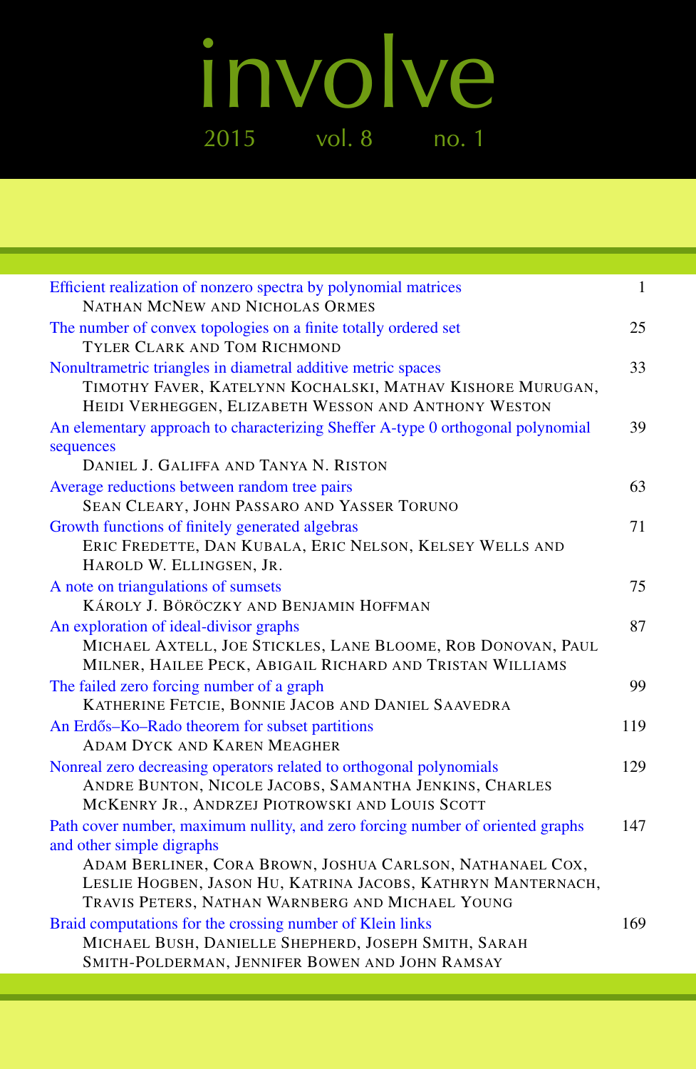# involve

2015 vol. 8 no. 1

Efficient realization of nonzero spectra by polynomial matrices — 1
NATHAN MCNEW AND NICHOLAS ORMES

The number of convex topologies on a finite totally ordered set — 25
TYLER CLARK AND TOM RICHMOND

Nonultrametric triangles in diametral additive metric spaces — 33
TIMOTHY FAVER, KATELYNN KOCHALSKI, MATHAV KISHORE MURUGAN, HEIDI VERHEGGEN, ELIZABETH WESSON AND ANTHONY WESTON

An elementary approach to characterizing Sheffer A-type 0 orthogonal polynomial sequences — 39
DANIEL J. GALIFFA AND TANYA N. RISTON

Average reductions between random tree pairs — 63
SEAN CLEARY, JOHN PASSARO AND YASSER TORUNO

Growth functions of finitely generated algebras — 71
ERIC FREDETTE, DAN KUBALA, ERIC NELSON, KELSEY WELLS AND HAROLD W. ELLINGSEN, JR.

A note on triangulations of sumsets — 75
KÁROLY J. BÖRÖCZKY AND BENJAMIN HOFFMAN

An exploration of ideal-divisor graphs — 87
MICHAEL AXTELL, JOE STICKLES, LANE BLOOME, ROB DONOVAN, PAUL MILNER, HAILEE PECK, ABIGAIL RICHARD AND TRISTAN WILLIAMS

The failed zero forcing number of a graph — 99
KATHERINE FETCIE, BONNIE JACOB AND DANIEL SAAVEDRA

An Erdős–Ko–Rado theorem for subset partitions — 119
ADAM DYCK AND KAREN MEAGHER

Nonreal zero decreasing operators related to orthogonal polynomials — 129
ANDRE BUNTON, NICOLE JACOBS, SAMANTHA JENKINS, CHARLES MCKENRY JR., ANDRZEJ PIOTROWSKI AND LOUIS SCOTT

Path cover number, maximum nullity, and zero forcing number of oriented graphs and other simple digraphs — 147
ADAM BERLINER, CORA BROWN, JOSHUA CARLSON, NATHANAEL COX, LESLIE HOGBEN, JASON HU, KATRINA JACOBS, KATHRYN MANTERNACH, TRAVIS PETERS, NATHAN WARNBERG AND MICHAEL YOUNG

Braid computations for the crossing number of Klein links — 169
MICHAEL BUSH, DANIELLE SHEPHERD, JOSEPH SMITH, SARAH SMITH-POLDERMAN, JENNIFER BOWEN AND JOHN RAMSAY